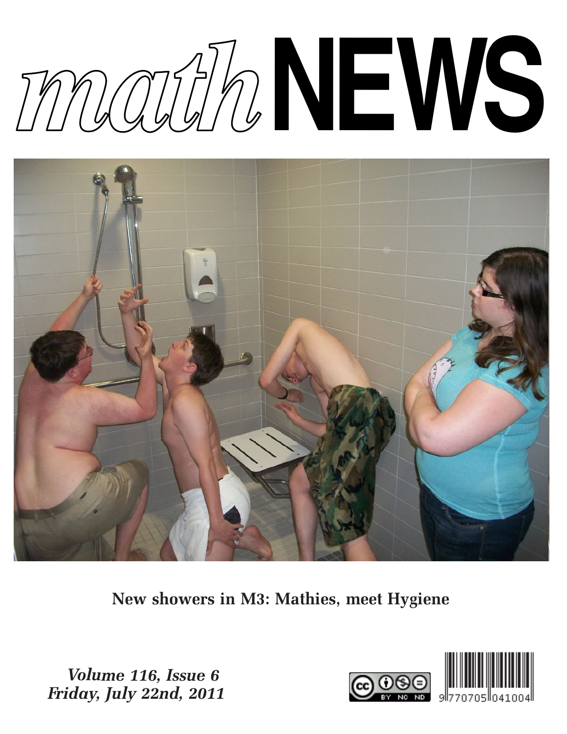# mathNEWS

New showers in M3: Mathies, meet Hygiene

*Volume 116, Issue 6*
*Friday, July 22nd, 2011*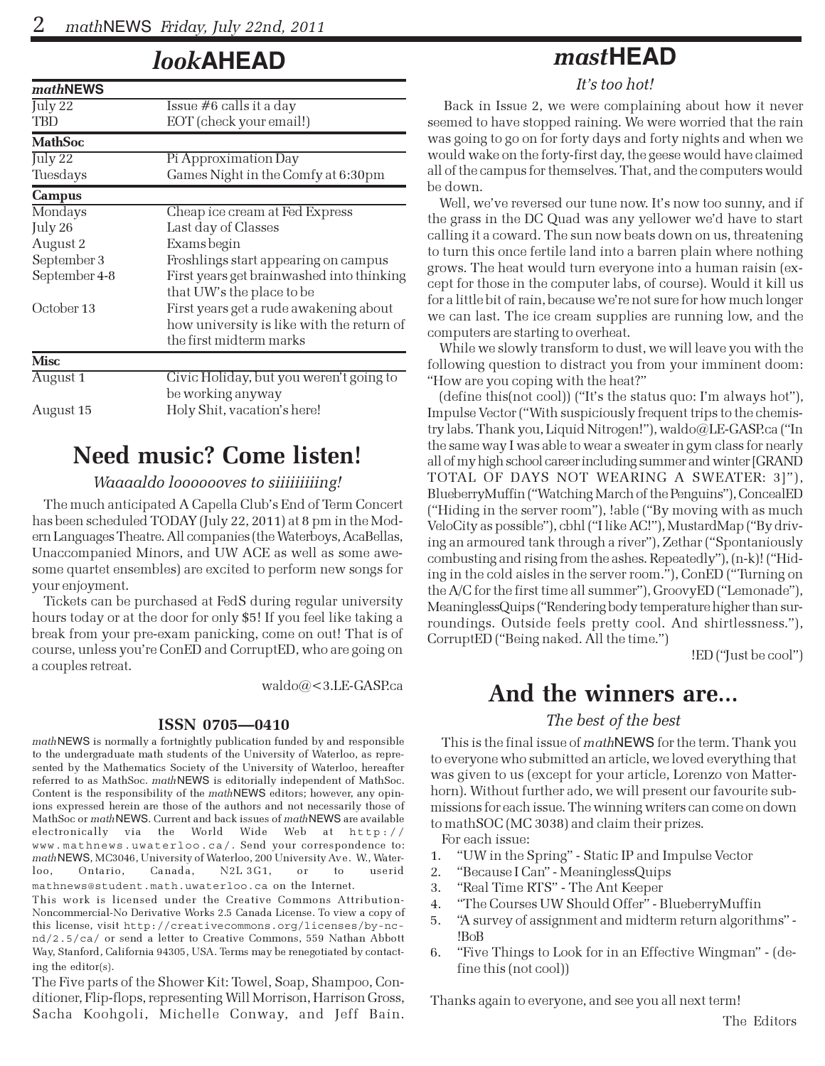# *look*AHEAD

| *math*NEWS | |
|---|---|
| July 22 | Issue #6 calls it a day |
| TBD | EOT (check your email!) |
| **MathSoc** | |
| July 22 | Pi Approximation Day |
| Tuesdays | Games Night in the Comfy at 6:30pm |
| **Campus** | |
| Mondays | Cheap ice cream at Fed Express |
| July 26 | Last day of Classes |
| August 2 | Exams begin |
| September 3 | Froshlings start appearing on campus |
| September 4-8 | First years get brainwashed into thinking that UW's the place to be |
| October 13 | First years get a rude awakening about how university is like with the return of the first midterm marks |
| **Misc** | |
| August 1 | Civic Holiday, but you weren't going to be working anyway |
| August 15 | Holy Shit, vacation's here! |

## Need music? Come listen!

*Waaaaldo loooooves to siiiiiiiiing!*

The much anticipated A Capella Club's End of Term Concert has been scheduled TODAY (July 22, 2011) at 8 pm in the Modern Languages Theatre. All companies (the Waterboys, AcaBellas, Unaccompanied Minors, and UW ACE as well as some awesome quartet ensembles) are excited to perform new songs for your enjoyment.

Tickets can be purchased at FedS during regular university hours today or at the door for only $5! If you feel like taking a break from your pre-exam panicking, come on out! That is of course, unless you're ConED and CorruptED, who are going on a couples retreat.

waldo@<3.LE-GASP.ca

**ISSN 0705—0410**

*math*NEWS is normally a fortnightly publication funded by and responsible to the undergraduate math students of the University of Waterloo, as represented by the Mathematics Society of the University of Waterloo, hereafter referred to as MathSoc. *math*NEWS is editorially independent of MathSoc. Content is the responsibility of the *math*NEWS editors; however, any opinions expressed herein are those of the authors and not necessarily those of MathSoc or *math*NEWS. Current and back issues of *math*NEWS are available electronically via the World Wide Web at http://www.mathnews.uwaterloo.ca/. Send your correspondence to: *math*NEWS, MC3046, University of Waterloo, 200 University Ave. W., Waterloo, Ontario, Canada, N2L 3G1, or to userid mathnews@student.math.uwaterloo.ca on the Internet.

This work is licensed under the Creative Commons Attribution-Noncommercial-No Derivative Works 2.5 Canada License. To view a copy of this license, visit http://creativecommons.org/licenses/by-nc-nd/2.5/ca/ or send a letter to Creative Commons, 559 Nathan Abbott Way, Stanford, California 94305, USA. Terms may be renegotiated by contacting the editor(s).

The Five parts of the Shower Kit: Towel, Soap, Shampoo, Conditioner, Flip-flops, representing Will Morrison, Harrison Gross, Sacha Koohgoli, Michelle Conway, and Jeff Bain.

# *mast*HEAD

*It's too hot!*

Back in Issue 2, we were complaining about how it never seemed to have stopped raining. We were worried that the rain was going to go on for forty days and forty nights and when we would wake on the forty-first day, the geese would have claimed all of the campus for themselves. That, and the computers would be down.

Well, we've reversed our tune now. It's now too sunny, and if the grass in the DC Quad was any yellower we'd have to start calling it a coward. The sun now beats down on us, threatening to turn this once fertile land into a barren plain where nothing grows. The heat would turn everyone into a human raisin (except for those in the computer labs, of course). Would it kill us for a little bit of rain, because we're not sure for how much longer we can last. The ice cream supplies are running low, and the computers are starting to overheat.

While we slowly transform to dust, we will leave you with the following question to distract you from your imminent doom: "How are you coping with the heat?"

(define this(not cool)) ("It's the status quo: I'm always hot"), Impulse Vector ("With suspiciously frequent trips to the chemistry labs. Thank you, Liquid Nitrogen!"), waldo@LE-GASP.ca ("In the same way I was able to wear a sweater in gym class for nearly all of my high school career including summer and winter [GRAND TOTAL OF DAYS NOT WEARING A SWEATER: 3]"), BlueberryMuffin ("Watching March of the Penguins"), ConcealED ("Hiding in the server room"), !able ("By moving with as much VeloCity as possible"), cbhl ("I like AC!"), MustardMap ("By driving an armoured tank through a river"), Zethar ("Spontaniously combusting and rising from the ashes. Repeatedly"), (n-k)! ("Hiding in the cold aisles in the server room."), ConED ("Turning on the A/C for the first time all summer"), GroovyED ("Lemonade"), MeaninglessQuips ("Rendering body temperature higher than surroundings. Outside feels pretty cool. And shirtlessness."), CorruptED ("Being naked. All the time.")

!ED ("Just be cool")

## And the winners are...

*The best of the best*

This is the final issue of *math*NEWS for the term. Thank you to everyone who submitted an article, we loved everything that was given to us (except for your article, Lorenzo von Matterhorn). Without further ado, we will present our favourite submissions for each issue. The winning writers can come on down to mathSOC (MC 3038) and claim their prizes.

For each issue:

1. "UW in the Spring" - Static IP and Impulse Vector
2. "Because I Can" - MeaninglessQuips
3. "Real Time RTS" - The Ant Keeper
4. "The Courses UW Should Offer" - BlueberryMuffin
5. "A survey of assignment and midterm return algorithms" - !BoB
6. "Five Things to Look for in an Effective Wingman" - (define this (not cool))

Thanks again to everyone, and see you all next term!

The Editors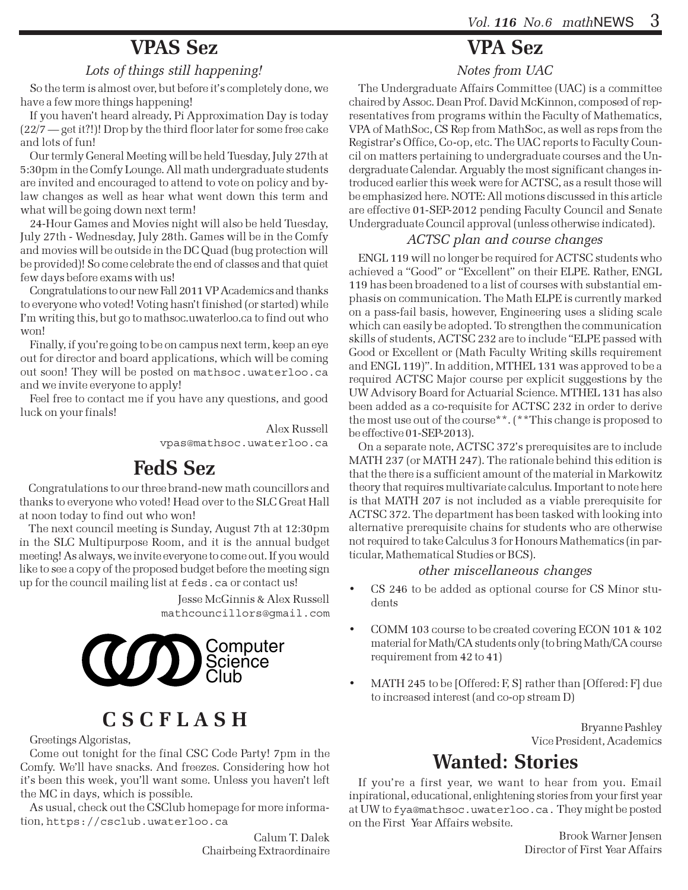## VPAS Sez

*Lots of things still happening!*

So the term is almost over, but before it's completely done, we have a few more things happening!

If you haven't heard already, Pi Approximation Day is today (22/7 — get it?!)! Drop by the third floor later for some free cake and lots of fun!

Our termly General Meeting will be held Tuesday, July 27th at 5:30pm in the Comfy Lounge. All math undergraduate students are invited and encouraged to attend to vote on policy and by-law changes as well as hear what went down this term and what will be going down next term!

24-Hour Games and Movies night will also be held Tuesday, July 27th - Wednesday, July 28th. Games will be in the Comfy and movies will be outside in the DC Quad (bug protection will be provided)! So come celebrate the end of classes and that quiet few days before exams with us!

Congratulations to our new Fall 2011 VP Academics and thanks to everyone who voted! Voting hasn't finished (or started) while I'm writing this, but go to mathsoc.uwaterloo.ca to find out who won!

Finally, if you're going to be on campus next term, keep an eye out for director and board applications, which will be coming out soon! They will be posted on `mathsoc.uwaterloo.ca` and we invite everyone to apply!

Feel free to contact me if you have any questions, and good luck on your finals!

Alex Russell
`vpas@mathsoc.uwaterloo.ca`

## FedS Sez

Congratulations to our three brand-new math councillors and thanks to everyone who voted! Head over to the SLC Great Hall at noon today to find out who won!

The next council meeting is Sunday, August 7th at 12:30pm in the SLC Multipurpose Room, and it is the annual budget meeting! As always, we invite everyone to come out. If you would like to see a copy of the proposed budget before the meeting sign up for the council mailing list at `feds.ca` or contact us!

Jesse McGinnis & Alex Russell
`mathcouncillors@gmail.com`

Computer Science Club

## CSCFLASH

Greetings Algoristas,

Come out tonight for the final CSC Code Party! 7pm in the Comfy. We'll have snacks. And freezes. Considering how hot it's been this week, you'll want some. Unless you haven't left the MC in days, which is possible.

As usual, check out the CSClub homepage for more information, `https://csclub.uwaterloo.ca`

Calum T. Dalek
Chairbeing Extraordinaire

## VPA Sez

*Notes from UAC*

The Undergraduate Affairs Committee (UAC) is a committee chaired by Assoc. Dean Prof. David McKinnon, composed of representatives from programs within the Faculty of Mathematics, VPA of MathSoc, CS Rep from MathSoc, as well as reps from the Registrar's Office, Co-op, etc. The UAC reports to Faculty Council on matters pertaining to undergraduate courses and the Undergraduate Calendar. Arguably the most significant changes introduced earlier this week were for ACTSC, as a result those will be emphasized here. NOTE: All motions discussed in this article are effective 01-SEP-2012 pending Faculty Council and Senate Undergraduate Council approval (unless otherwise indicated).

### *ACTSC plan and course changes*

ENGL 119 will no longer be required for ACTSC students who achieved a "Good" or "Excellent" on their ELPE. Rather, ENGL 119 has been broadened to a list of courses with substantial emphasis on communication. The Math ELPE is currently marked on a pass-fail basis, however, Engineering uses a sliding scale which can easily be adopted. To strengthen the communication skills of students, ACTSC 232 are to include "ELPE passed with Good or Excellent or (Math Faculty Writing skills requirement and ENGL 119)". In addition, MTHEL 131 was approved to be a required ACTSC Major course per explicit suggestions by the UW Advisory Board for Actuarial Science. MTHEL 131 has also been added as a co-requisite for ACTSC 232 in order to derive the most use out of the course**. (**This change is proposed to be effective 01-SEP-2013).

On a separate note, ACTSC 372's prerequisites are to include MATH 237 (or MATH 247). The rationale behind this edition is that the there is a sufficient amount of the material in Markowitz theory that requires multivariate calculus. Important to note here is that MATH 207 is not included as a viable prerequisite for ACTSC 372. The department has been tasked with looking into alternative prerequisite chains for students who are otherwise not required to take Calculus 3 for Honours Mathematics (in particular, Mathematical Studies or BCS).

### *other miscellaneous changes*

- CS 246 to be added as optional course for CS Minor students
- COMM 103 course to be created covering ECON 101 & 102 material for Math/CA students only (to bring Math/CA course requirement from 42 to 41)
- MATH 245 to be [Offered: F, S] rather than [Offered: F] due to increased interest (and co-op stream D)

Bryanne Pashley
Vice President, Academics

## Wanted: Stories

If you're a first year, we want to hear from you. Email inpirational, educational, enlightening stories from your first year at UW to `fya@mathsoc.uwaterloo.ca`. They might be posted on the First Year Affairs website.

Brook Warner Jensen
Director of First Year Affairs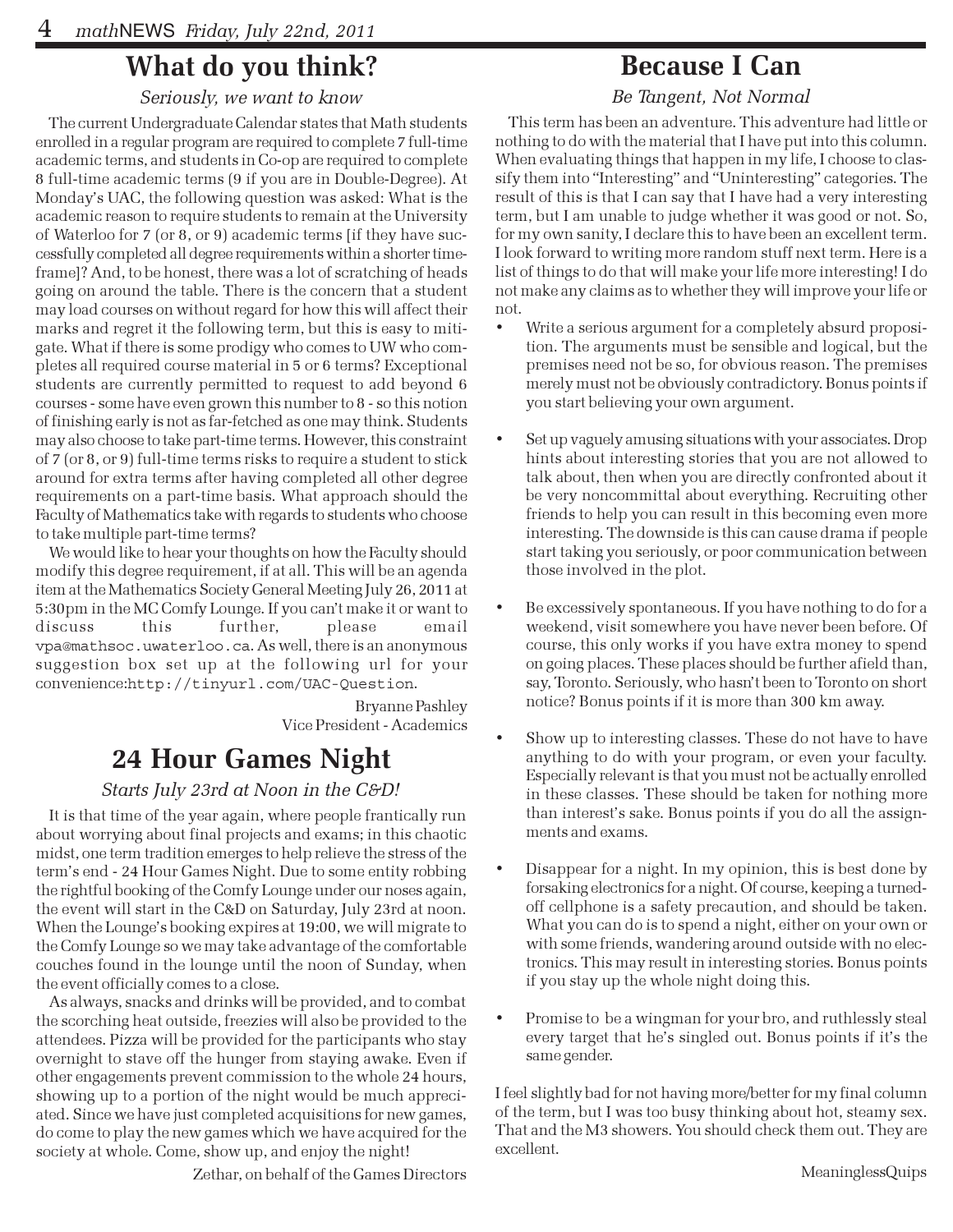## What do you think?

*Seriously, we want to know*

The current Undergraduate Calendar states that Math students enrolled in a regular program are required to complete 7 full-time academic terms, and students in Co-op are required to complete 8 full-time academic terms (9 if you are in Double-Degree). At Monday's UAC, the following question was asked: What is the academic reason to require students to remain at the University of Waterloo for 7 (or 8, or 9) academic terms [if they have successfully completed all degree requirements within a shorter timeframe]? And, to be honest, there was a lot of scratching of heads going on around the table. There is the concern that a student may load courses on without regard for how this will affect their marks and regret it the following term, but this is easy to mitigate. What if there is some prodigy who comes to UW who completes all required course material in 5 or 6 terms? Exceptional students are currently permitted to request to add beyond 6 courses - some have even grown this number to 8 - so this notion of finishing early is not as far-fetched as one may think. Students may also choose to take part-time terms. However, this constraint of 7 (or 8, or 9) full-time terms risks to require a student to stick around for extra terms after having completed all other degree requirements on a part-time basis. What approach should the Faculty of Mathematics take with regards to students who choose to take multiple part-time terms?

We would like to hear your thoughts on how the Faculty should modify this degree requirement, if at all. This will be an agenda item at the Mathematics Society General Meeting July 26, 2011 at 5:30pm in the MC Comfy Lounge. If you can't make it or want to discuss this further, please email `vpa@mathsoc.uwaterloo.ca`. As well, there is an anonymous suggestion box set up at the following url for your convenience:`http://tinyurl.com/UAC-Question`.

Bryanne Pashley
Vice President - Academics

## 24 Hour Games Night

*Starts July 23rd at Noon in the C&D!*

It is that time of the year again, where people frantically run about worrying about final projects and exams; in this chaotic midst, one term tradition emerges to help relieve the stress of the term's end - 24 Hour Games Night. Due to some entity robbing the rightful booking of the Comfy Lounge under our noses again, the event will start in the C&D on Saturday, July 23rd at noon. When the Lounge's booking expires at 19:00, we will migrate to the Comfy Lounge so we may take advantage of the comfortable couches found in the lounge until the noon of Sunday, when the event officially comes to a close.

As always, snacks and drinks will be provided, and to combat the scorching heat outside, freezies will also be provided to the attendees. Pizza will be provided for the participants who stay overnight to stave off the hunger from staying awake. Even if other engagements prevent commission to the whole 24 hours, showing up to a portion of the night would be much appreciated. Since we have just completed acquisitions for new games, do come to play the new games which we have acquired for the society at whole. Come, show up, and enjoy the night!

Zethar, on behalf of the Games Directors

## Because I Can

*Be Tangent, Not Normal*

This term has been an adventure. This adventure had little or nothing to do with the material that I have put into this column. When evaluating things that happen in my life, I choose to classify them into "Interesting" and "Uninteresting" categories. The result of this is that I can say that I have had a very interesting term, but I am unable to judge whether it was good or not. So, for my own sanity, I declare this to have been an excellent term. I look forward to writing more random stuff next term. Here is a list of things to do that will make your life more interesting! I do not make any claims as to whether they will improve your life or not.

- Write a serious argument for a completely absurd proposition. The arguments must be sensible and logical, but the premises need not be so, for obvious reason. The premises merely must not be obviously contradictory. Bonus points if you start believing your own argument.
- Set up vaguely amusing situations with your associates. Drop hints about interesting stories that you are not allowed to talk about, then when you are directly confronted about it be very noncommittal about everything. Recruiting other friends to help you can result in this becoming even more interesting. The downside is this can cause drama if people start taking you seriously, or poor communication between those involved in the plot.
- Be excessively spontaneous. If you have nothing to do for a weekend, visit somewhere you have never been before. Of course, this only works if you have extra money to spend on going places. These places should be further afield than, say, Toronto. Seriously, who hasn't been to Toronto on short notice? Bonus points if it is more than 300 km away.
- Show up to interesting classes. These do not have to have anything to do with your program, or even your faculty. Especially relevant is that you must not be actually enrolled in these classes. These should be taken for nothing more than interest's sake. Bonus points if you do all the assignments and exams.
- Disappear for a night. In my opinion, this is best done by forsaking electronics for a night. Of course, keeping a turned-off cellphone is a safety precaution, and should be taken. What you can do is to spend a night, either on your own or with some friends, wandering around outside with no electronics. This may result in interesting stories. Bonus points if you stay up the whole night doing this.
- Promise to be a wingman for your bro, and ruthlessly steal every target that he's singled out. Bonus points if it's the same gender.

I feel slightly bad for not having more/better for my final column of the term, but I was too busy thinking about hot, steamy sex. That and the M3 showers. You should check them out. They are excellent.

MeaninglessQuips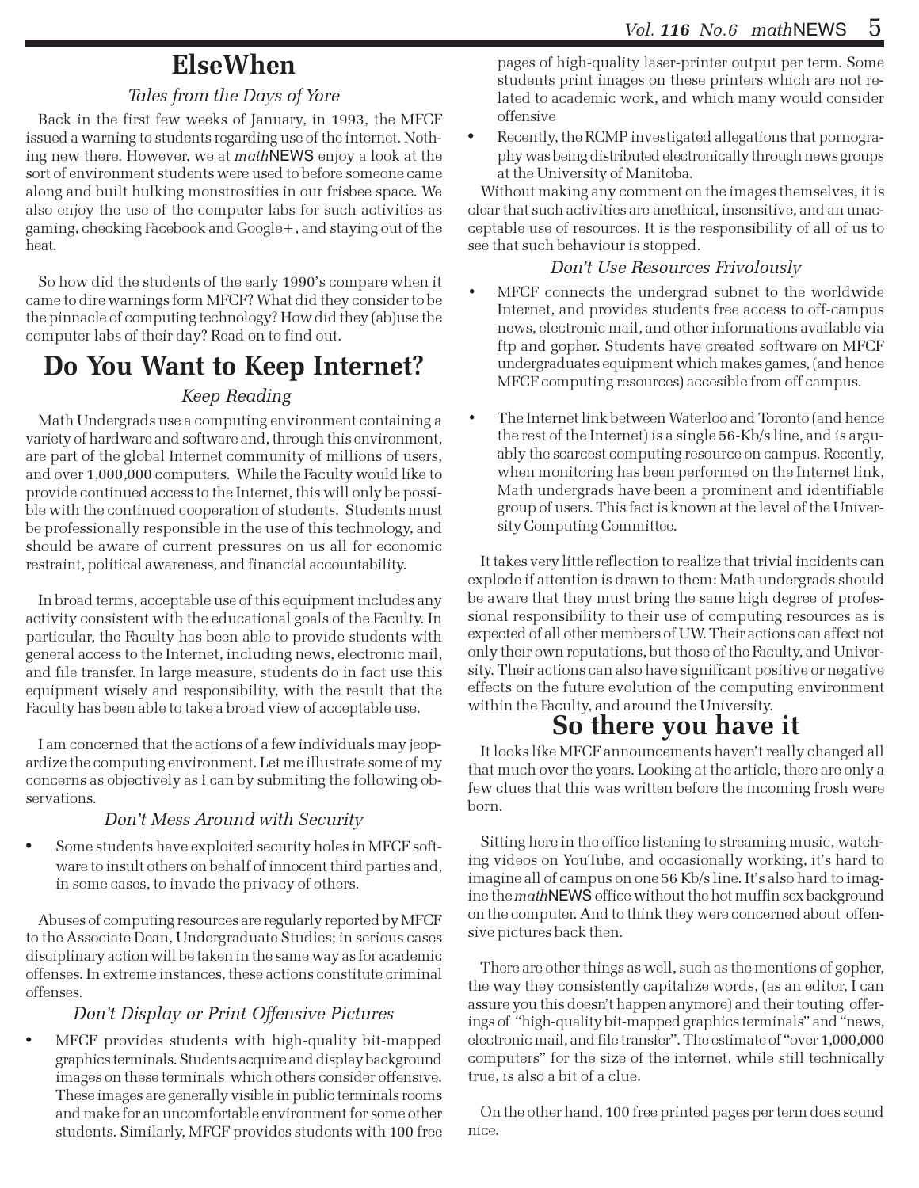# ElseWhen

*Tales from the Days of Yore*

Back in the first few weeks of January, in 1993, the MFCF issued a warning to students regarding use of the internet. Nothing new there. However, we at *math*NEWS enjoy a look at the sort of environment students were used to before someone came along and built hulking monstrosities in our frisbee space. We also enjoy the use of the computer labs for such activities as gaming, checking Facebook and Google+, and staying out of the heat.

So how did the students of the early 1990's compare when it came to dire warnings form MFCF? What did they consider to be the pinnacle of computing technology? How did they (ab)use the computer labs of their day? Read on to find out.

# Do You Want to Keep Internet?

*Keep Reading*

Math Undergrads use a computing environment containing a variety of hardware and software and, through this environment, are part of the global Internet community of millions of users, and over 1,000,000 computers. While the Faculty would like to provide continued access to the Internet, this will only be possible with the continued cooperation of students. Students must be professionally responsible in the use of this technology, and should be aware of current pressures on us all for economic restraint, political awareness, and financial accountability.

In broad terms, acceptable use of this equipment includes any activity consistent with the educational goals of the Faculty. In particular, the Faculty has been able to provide students with general access to the Internet, including news, electronic mail, and file transfer. In large measure, students do in fact use this equipment wisely and responsibility, with the result that the Faculty has been able to take a broad view of acceptable use.

I am concerned that the actions of a few individuals may jeopardize the computing environment. Let me illustrate some of my concerns as objectively as I can by submiting the following observations.

### *Don't Mess Around with Security*

- Some students have exploited security holes in MFCF software to insult others on behalf of innocent third parties and, in some cases, to invade the privacy of others.

Abuses of computing resources are regularly reported by MFCF to the Associate Dean, Undergraduate Studies; in serious cases disciplinary action will be taken in the same way as for academic offenses. In extreme instances, these actions constitute criminal offenses.

### *Don't Display or Print Offensive Pictures*

- MFCF provides students with high-quality bit-mapped graphics terminals. Students acquire and display background images on these terminals which others consider offensive. These images are generally visible in public terminals rooms and make for an uncomfortable environment for some other students. Similarly, MFCF provides students with 100 free pages of high-quality laser-printer output per term. Some students print images on these printers which are not related to academic work, and which many would consider offensive
- Recently, the RCMP investigated allegations that pornography was being distributed electronically through news groups at the University of Manitoba.

Without making any comment on the images themselves, it is clear that such activities are unethical, insensitive, and an unacceptable use of resources. It is the responsibility of all of us to see that such behaviour is stopped.

### *Don't Use Resources Frivolously*

- MFCF connects the undergrad subnet to the worldwide Internet, and provides students free access to off-campus news, electronic mail, and other informations available via ftp and gopher. Students have created software on MFCF undergraduates equipment which makes games, (and hence MFCF computing resources) accesible from off campus.
- The Internet link between Waterloo and Toronto (and hence the rest of the Internet) is a single 56-Kb/s line, and is arguably the scarcest computing resource on campus. Recently, when monitoring has been performed on the Internet link, Math undergrads have been a prominent and identifiable group of users. This fact is known at the level of the University Computing Committee.

It takes very little reflection to realize that trivial incidents can explode if attention is drawn to them: Math undergrads should be aware that they must bring the same high degree of professional responsibility to their use of computing resources as is expected of all other members of UW. Their actions can affect not only their own reputations, but those of the Faculty, and University. Their actions can also have significant positive or negative effects on the future evolution of the computing environment within the Faculty, and around the University.

# So there you have it

It looks like MFCF announcements haven't really changed all that much over the years. Looking at the article, there are only a few clues that this was written before the incoming frosh were born.

Sitting here in the office listening to streaming music, watching videos on YouTube, and occasionally working, it's hard to imagine all of campus on one 56 Kb/s line. It's also hard to imagine the *math*NEWS office without the hot muffin sex background on the computer. And to think they were concerned about offensive pictures back then.

There are other things as well, such as the mentions of gopher, the way they consistently capitalize words, (as an editor, I can assure you this doesn't happen anymore) and their touting offerings of "high-quality bit-mapped graphics terminals" and "news, electronic mail, and file transfer". The estimate of "over 1,000,000 computers" for the size of the internet, while still technically true, is also a bit of a clue.

On the other hand, 100 free printed pages per term does sound nice.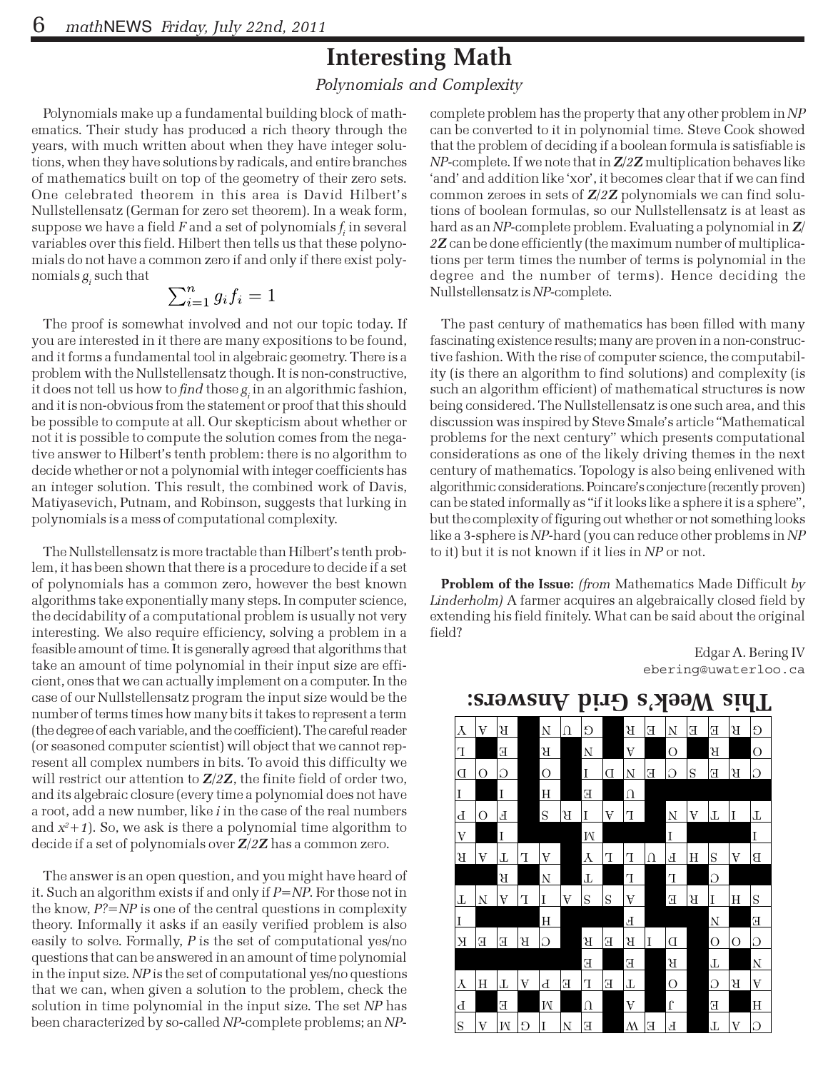# Interesting Math

*Polynomials and Complexity*

Polynomials make up a fundamental building block of mathematics. Their study has produced a rich theory through the years, with much written about when they have integer solutions, when they have solutions by radicals, and entire branches of mathematics built on top of the geometry of their zero sets. One celebrated theorem in this area is David Hilbert's Nullstellensatz (German for zero set theorem). In a weak form, suppose we have a field $F$ and a set of polynomials $f_i$ in several variables over this field. Hilbert then tells us that these polynomials do not have a common zero if and only if there exist polynomials $g_i$ such that

$$\sum_{i=1}^{n} g_i f_i = 1$$

The proof is somewhat involved and not our topic today. If you are interested in it there are many expositions to be found, and it forms a fundamental tool in algebraic geometry. There is a problem with the Nullstellensatz though. It is non-constructive, it does not tell us how to *find* those $g_i$ in an algorithmic fashion, and it is non-obvious from the statement or proof that this should be possible to compute at all. Our skepticism about whether or not it is possible to compute the solution comes from the negative answer to Hilbert's tenth problem: there is no algorithm to decide whether or not a polynomial with integer coefficients has an integer solution. This result, the combined work of Davis, Matiyasevich, Putnam, and Robinson, suggests that lurking in polynomials is a mess of computational complexity.

The Nullstellensatz is more tractable than Hilbert's tenth problem, it has been shown that there is a procedure to decide if a set of polynomials has a common zero, however the best known algorithms take exponentially many steps. In computer science, the decidability of a computational problem is usually not very interesting. We also require efficiency, solving a problem in a feasible amount of time. It is generally agreed that algorithms that take an amount of time polynomial in their input size are efficient, ones that we can actually implement on a computer. In the case of our Nullstellensatz program the input size would be the number of terms times how many bits it takes to represent a term (the degree of each variable, and the coefficient). The careful reader (or seasoned computer scientist) will object that we cannot represent all complex numbers in bits. To avoid this difficulty we will restrict our attention to $\mathbf{Z}/2\mathbf{Z}$, the finite field of order two, and its algebraic closure (every time a polynomial does not have a root, add a new number, like $i$ in the case of the real numbers and $x^2+1$). So, we ask is there a polynomial time algorithm to decide if a set of polynomials over $\mathbf{Z}/2\mathbf{Z}$ has a common zero.

The answer is an open question, and you might have heard of it. Such an algorithm exists if and only if *P=NP*. For those not in the know, *P?=NP* is one of the central questions in complexity theory. Informally it asks if an easily verified problem is also easily to solve. Formally, *P* is the set of computational yes/no questions that can be answered in an amount of time polynomial in the input size. *NP* is the set of computational yes/no questions that we can, when given a solution to the problem, check the solution in time polynomial in the input size. The set *NP* has been characterized by so-called *NP*-complete problems; an *NP*-complete problem has the property that any other problem in *NP* can be converted to it in polynomial time. Steve Cook showed that the problem of deciding if a boolean formula is satisfiable is *NP*-complete. If we note that in $\mathbf{Z}/2\mathbf{Z}$ multiplication behaves like 'and' and addition like 'xor', it becomes clear that if we can find common zeroes in sets of $\mathbf{Z}/2\mathbf{Z}$ polynomials we can find solutions of boolean formulas, so our Nullstellensatz is at least as hard as an *NP*-complete problem. Evaluating a polynomial in $\mathbf{Z}/2\mathbf{Z}$ can be done efficiently (the maximum number of multiplications per term times the number of terms is polynomial in the degree and the number of terms). Hence deciding the Nullstellensatz is *NP*-complete.

The past century of mathematics has been filled with many fascinating existence results; many are proven in a non-constructive fashion. With the rise of computer science, the computability (is there an algorithm to find solutions) and complexity (is such an algorithm efficient) of mathematical structures is now being considered. The Nullstellensatz is one such area, and this discussion was inspired by Steve Smale's article "Mathematical problems for the next century" which presents computational considerations as one of the likely driving themes in the next century of mathematics. Topology is also being enlivened with algorithmic considerations. Poincare's conjecture (recently proven) can be stated informally as "if it looks like a sphere it is a sphere", but the complexity of figuring out whether or not something looks like a 3-sphere is *NP*-hard (you can reduce other problems in *NP* to it) but it is not known if it lies in *NP* or not.

**Problem of the Issue:** *(from* Mathematics Made Difficult *by Linderholm)* A farmer acquires an algebraically closed field by extending his field finitely. What can be said about the original field?

Edgar A. Bering IV
ebering@uwaterloo.ca

## This Week's Grid Answers:

| | | | | | | | | | | | | | | |
|---|---|---|---|---|---|---|---|---|---|---|---|---|---|---|
| C | A | T | ■ | F | E | W | ■ | E | N | I | G | M | A | S |
| H | ■ | E | ■ | J | ■ | A | ■ | U | ■ | M | ■ | E | ■ | P |
| A | R | C | ■ | O | ■ | T | E | L | E | P | A | T | H | Y |
| N | ■ | T | ■ | R | ■ | E | ■ | E | ■ | ■ | ■ | ■ | ■ | ■ |
| C | O | O | ■ | D | I | R | E | R | ■ | C | R | E | E | K |
| E | ■ | N | ■ | ■ | ■ | F | ■ | ■ | ■ | H | ■ | ■ | ■ | I |
| S | H | I | R | E | ■ | A | S | S | A | I | L | A | N | T |
| ■ | ■ | C | ■ | L | ■ | L | ■ | T | ■ | N | ■ | R | ■ | ■ |
| B | A | S | H | F | U | L | L | Y | ■ | A | L | T | A | R |
| I | ■ | ■ | ■ | I | ■ | ■ | ■ | M | ■ | ■ | ■ | I | ■ | A |
| T | I | T | A | N | ■ | L | A | I | R | S | ■ | F | O | P |
| ■ | ■ | ■ | ■ | ■ | ■ | U | ■ | E | ■ | H | ■ | I | ■ | I |
| C | R | E | S | C | E | N | D | I | ■ | O | ■ | C | O | D |
| O | ■ | R | ■ | O | ■ | A | ■ | N | ■ | R | ■ | E | ■ | T |
| G | R | E | E | N | E | R | ■ | G | U | N | ■ | R | A | Y |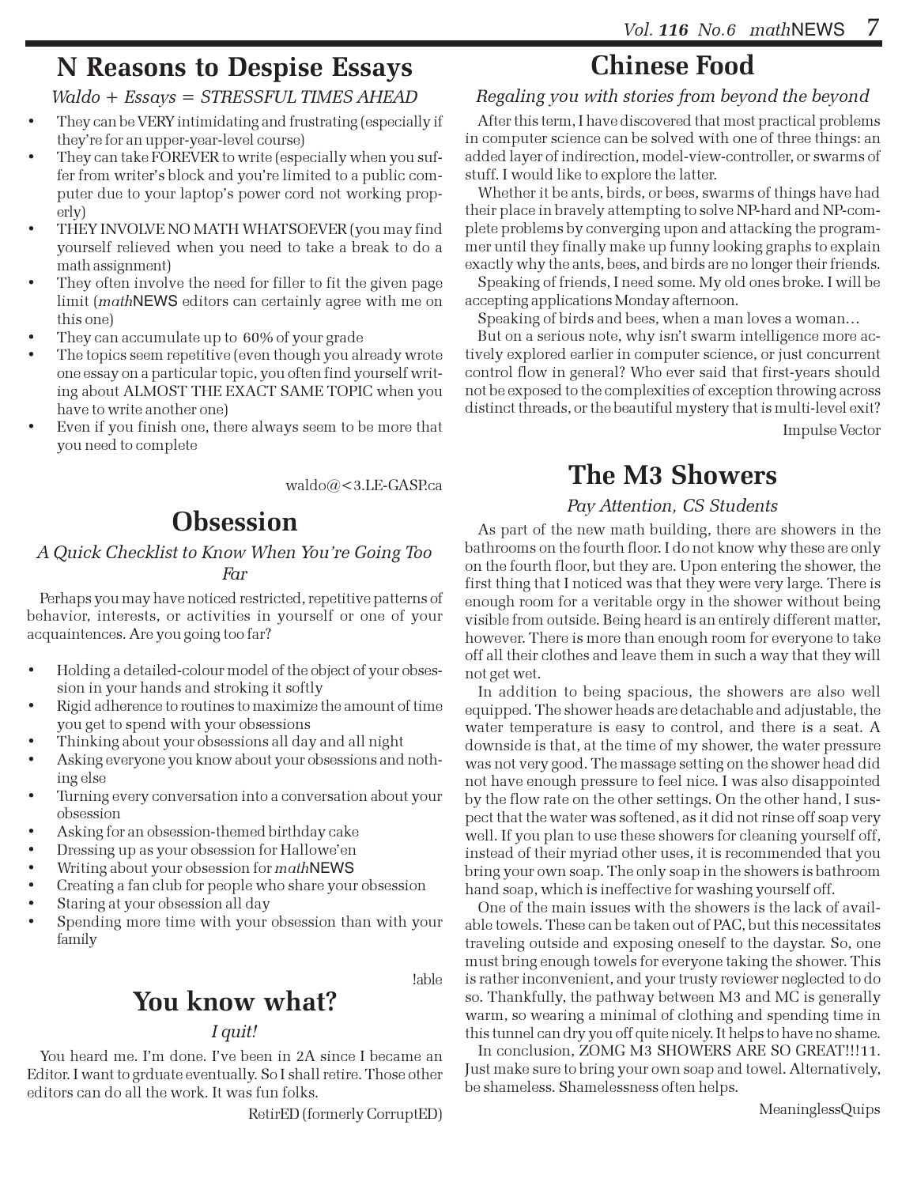## N Reasons to Despise Essays

*Waldo + Essays = STRESSFUL TIMES AHEAD*

- They can be VERY intimidating and frustrating (especially if they're for an upper-year-level course)
- They can take FOREVER to write (especially when you suffer from writer's block and you're limited to a public computer due to your laptop's power cord not working properly)
- THEY INVOLVE NO MATH WHATSOEVER (you may find yourself relieved when you need to take a break to do a math assignment)
- They often involve the need for filler to fit the given page limit (*math*NEWS editors can certainly agree with me on this one)
- They can accumulate up to 60% of your grade
- The topics seem repetitive (even though you already wrote one essay on a particular topic, you often find yourself writing about ALMOST THE EXACT SAME TOPIC when you have to write another one)
- Even if you finish one, there always seem to be more that you need to complete

waldo@<3.LE-GASP.ca

## Obsession

*A Quick Checklist to Know When You're Going Too Far*

Perhaps you may have noticed restricted, repetitive patterns of behavior, interests, or activities in yourself or one of your acquaintences. Are you going too far?

- Holding a detailed-colour model of the object of your obsession in your hands and stroking it softly
- Rigid adherence to routines to maximize the amount of time you get to spend with your obsessions
- Thinking about your obsessions all day and all night
- Asking everyone you know about your obsessions and nothing else
- Turning every conversation into a conversation about your obsession
- Asking for an obsession-themed birthday cake
- Dressing up as your obsession for Hallowe'en
- Writing about your obsession for *math*NEWS
- Creating a fan club for people who share your obsession
- Staring at your obsession all day
- Spending more time with your obsession than with your family

!able

## You know what?

*I quit!*

You heard me. I'm done. I've been in 2A since I became an Editor. I want to grduate eventually. So I shall retire. Those other editors can do all the work. It was fun folks.

RetirED (formerly CorruptED)

## Chinese Food

*Regaling you with stories from beyond the beyond*

After this term, I have discovered that most practical problems in computer science can be solved with one of three things: an added layer of indirection, model-view-controller, or swarms of stuff. I would like to explore the latter.

Whether it be ants, birds, or bees, swarms of things have had their place in bravely attempting to solve NP-hard and NP-complete problems by converging upon and attacking the programmer until they finally make up funny looking graphs to explain exactly why the ants, bees, and birds are no longer their friends.

Speaking of friends, I need some. My old ones broke. I will be accepting applications Monday afternoon.

Speaking of birds and bees, when a man loves a woman…

But on a serious note, why isn't swarm intelligence more actively explored earlier in computer science, or just concurrent control flow in general? Who ever said that first-years should not be exposed to the complexities of exception throwing across distinct threads, or the beautiful mystery that is multi-level exit?

Impulse Vector

## The M3 Showers

*Pay Attention, CS Students*

As part of the new math building, there are showers in the bathrooms on the fourth floor. I do not know why these are only on the fourth floor, but they are. Upon entering the shower, the first thing that I noticed was that they were very large. There is enough room for a veritable orgy in the shower without being visible from outside. Being heard is an entirely different matter, however. There is more than enough room for everyone to take off all their clothes and leave them in such a way that they will not get wet.

In addition to being spacious, the showers are also well equipped. The shower heads are detachable and adjustable, the water temperature is easy to control, and there is a seat. A downside is that, at the time of my shower, the water pressure was not very good. The massage setting on the shower head did not have enough pressure to feel nice. I was also disappointed by the flow rate on the other settings. On the other hand, I suspect that the water was softened, as it did not rinse off soap very well. If you plan to use these showers for cleaning yourself off, instead of their myriad other uses, it is recommended that you bring your own soap. The only soap in the showers is bathroom hand soap, which is ineffective for washing yourself off.

One of the main issues with the showers is the lack of available towels. These can be taken out of PAC, but this necessitates traveling outside and exposing oneself to the daystar. So, one must bring enough towels for everyone taking the shower. This is rather inconvenient, and your trusty reviewer neglected to do so. Thankfully, the pathway between M3 and MC is generally warm, so wearing a minimal of clothing and spending time in this tunnel can dry you off quite nicely. It helps to have no shame.

In conclusion, ZOMG M3 SHOWERS ARE SO GREAT!!!11. Just make sure to bring your own soap and towel. Alternatively, be shameless. Shamelessness often helps.

MeaninglessQuips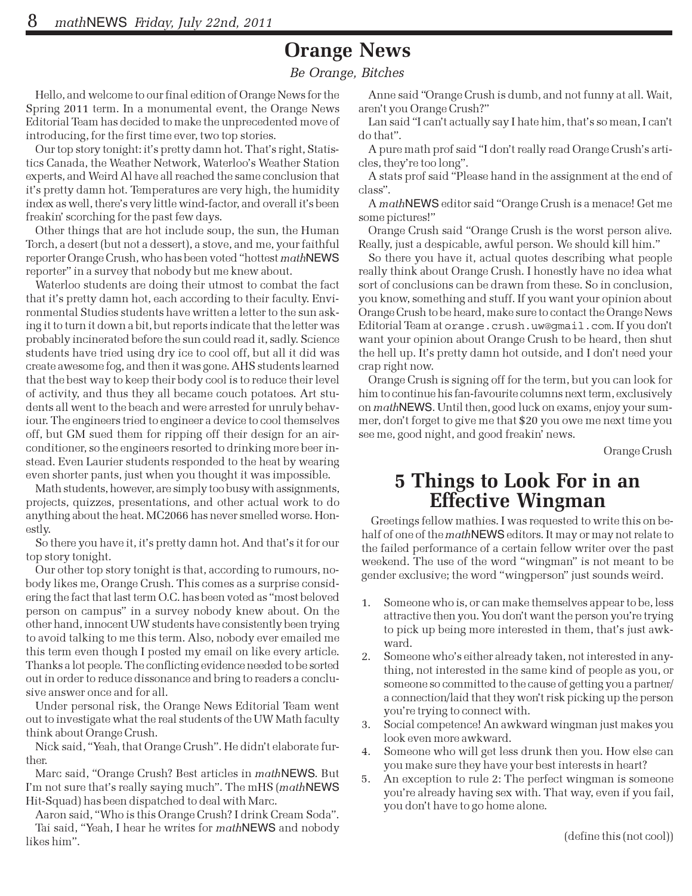# Orange News

*Be Orange, Bitches*

Hello, and welcome to our final edition of Orange News for the Spring 2011 term. In a monumental event, the Orange News Editorial Team has decided to make the unprecedented move of introducing, for the first time ever, two top stories.

Our top story tonight: it's pretty damn hot. That's right, Statistics Canada, the Weather Network, Waterloo's Weather Station experts, and Weird Al have all reached the same conclusion that it's pretty damn hot. Temperatures are very high, the humidity index as well, there's very little wind-factor, and overall it's been freakin' scorching for the past few days.

Other things that are hot include soup, the sun, the Human Torch, a desert (but not a dessert), a stove, and me, your faithful reporter Orange Crush, who has been voted "hottest *math*NEWS reporter" in a survey that nobody but me knew about.

Waterloo students are doing their utmost to combat the fact that it's pretty damn hot, each according to their faculty. Environmental Studies students have written a letter to the sun asking it to turn it down a bit, but reports indicate that the letter was probably incinerated before the sun could read it, sadly. Science students have tried using dry ice to cool off, but all it did was create awesome fog, and then it was gone. AHS students learned that the best way to keep their body cool is to reduce their level of activity, and thus they all became couch potatoes. Art students all went to the beach and were arrested for unruly behaviour. The engineers tried to engineer a device to cool themselves off, but GM sued them for ripping off their design for an air-conditioner, so the engineers resorted to drinking more beer instead. Even Laurier students responded to the heat by wearing even shorter pants, just when you thought it was impossible.

Math students, however, are simply too busy with assignments, projects, quizzes, presentations, and other actual work to do anything about the heat. MC2066 has never smelled worse. Honestly.

So there you have it, it's pretty damn hot. And that's it for our top story tonight.

Our other top story tonight is that, according to rumours, nobody likes me, Orange Crush. This comes as a surprise considering the fact that last term O.C. has been voted as "most beloved person on campus" in a survey nobody knew about. On the other hand, innocent UW students have consistently been trying to avoid talking to me this term. Also, nobody ever emailed me this term even though I posted my email on like every article. Thanks a lot people. The conflicting evidence needed to be sorted out in order to reduce dissonance and bring to readers a conclusive answer once and for all.

Under personal risk, the Orange News Editorial Team went out to investigate what the real students of the UW Math faculty think about Orange Crush.

Nick said, "Yeah, that Orange Crush". He didn't elaborate further.

Marc said, "Orange Crush? Best articles in *math*NEWS. But I'm not sure that's really saying much". The mHS (*math*NEWS Hit-Squad) has been dispatched to deal with Marc.

Aaron said, "Who is this Orange Crush? I drink Cream Soda".

Tai said, "Yeah, I hear he writes for *math*NEWS and nobody likes him".

Anne said "Orange Crush is dumb, and not funny at all. Wait, aren't you Orange Crush?"

Lan said "I can't actually say I hate him, that's so mean, I can't do that".

A pure math prof said "I don't really read Orange Crush's articles, they're too long".

A stats prof said "Please hand in the assignment at the end of class".

A *math*NEWS editor said "Orange Crush is a menace! Get me some pictures!"

Orange Crush said "Orange Crush is the worst person alive. Really, just a despicable, awful person. We should kill him."

So there you have it, actual quotes describing what people really think about Orange Crush. I honestly have no idea what sort of conclusions can be drawn from these. So in conclusion, you know, something and stuff. If you want your opinion about Orange Crush to be heard, make sure to contact the Orange News Editorial Team at `orange.crush.uw@gmail.com`. If you don't want your opinion about Orange Crush to be heard, then shut the hell up. It's pretty damn hot outside, and I don't need your crap right now.

Orange Crush is signing off for the term, but you can look for him to continue his fan-favourite columns next term, exclusively on *math*NEWS. Until then, good luck on exams, enjoy your summer, don't forget to give me that $20 you owe me next time you see me, good night, and good freakin' news.

Orange Crush

# 5 Things to Look For in an Effective Wingman

Greetings fellow mathies. I was requested to write this on behalf of one of the *math*NEWS editors. It may or may not relate to the failed performance of a certain fellow writer over the past weekend. The use of the word "wingman" is not meant to be gender exclusive; the word "wingperson" just sounds weird.

1. Someone who is, or can make themselves appear to be, less attractive then you. You don't want the person you're trying to pick up being more interested in them, that's just awkward.
2. Someone who's either already taken, not interested in anything, not interested in the same kind of people as you, or someone so committed to the cause of getting you a partner/a connection/laid that they won't risk picking up the person you're trying to connect with.
3. Social competence! An awkward wingman just makes you look even more awkward.
4. Someone who will get less drunk then you. How else can you make sure they have your best interests in heart?
5. An exception to rule 2: The perfect wingman is someone you're already having sex with. That way, even if you fail, you don't have to go home alone.

(define this (not cool))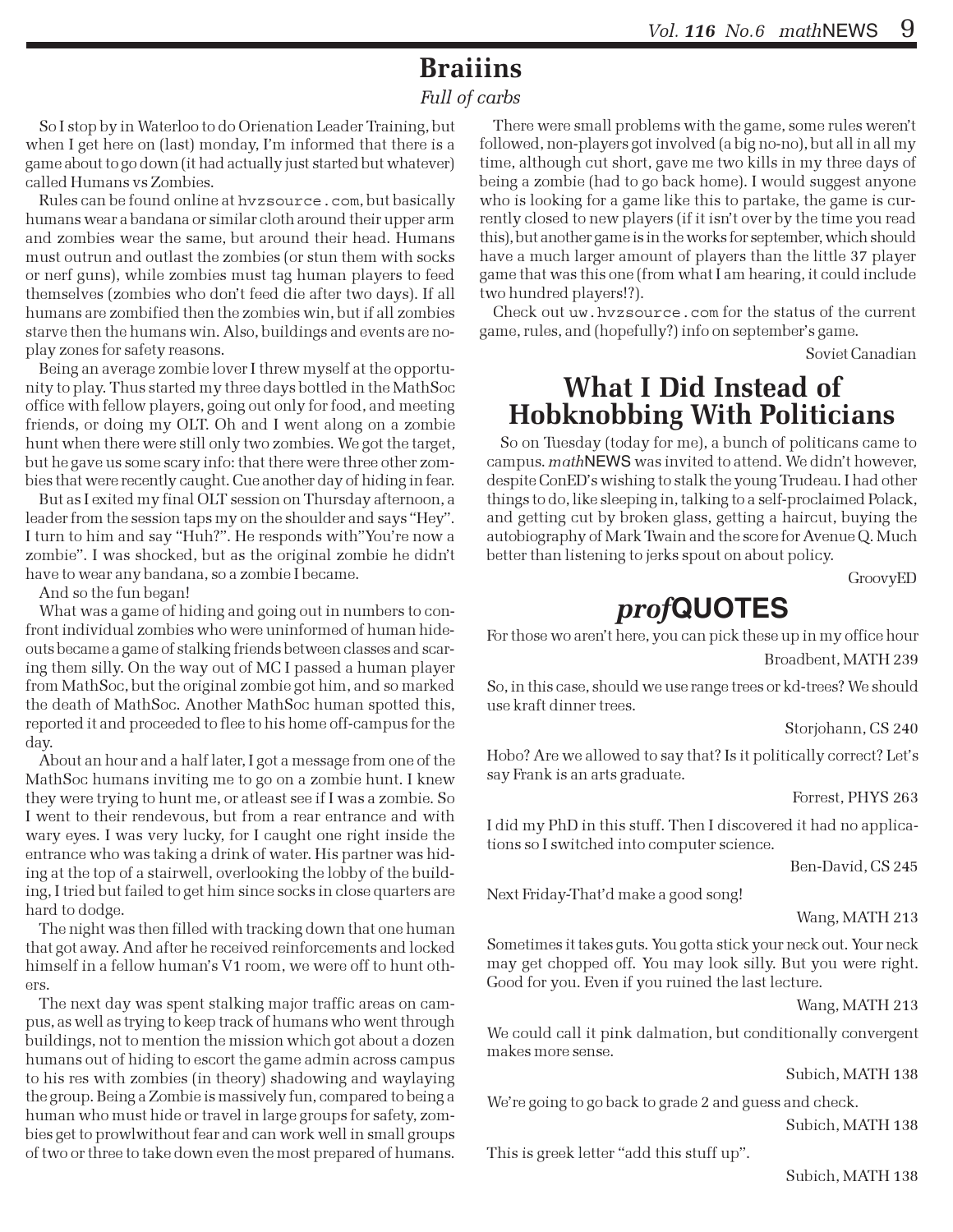# Braiiins

*Full of carbs*

So I stop by in Waterloo to do Orienation Leader Training, but when I get here on (last) monday, I'm informed that there is a game about to go down (it had actually just started but whatever) called Humans vs Zombies.

Rules can be found online at `hvzsource.com`, but basically humans wear a bandana or similar cloth around their upper arm and zombies wear the same, but around their head. Humans must outrun and outlast the zombies (or stun them with socks or nerf guns), while zombies must tag human players to feed themselves (zombies who don't feed die after two days). If all humans are zombified then the zombies win, but if all zombies starve then the humans win. Also, buildings and events are no-play zones for safety reasons.

Being an average zombie lover I threw myself at the opportunity to play. Thus started my three days bottled in the MathSoc office with fellow players, going out only for food, and meeting friends, or doing my OLT. Oh and I went along on a zombie hunt when there were still only two zombies. We got the target, but he gave us some scary info: that there were three other zombies that were recently caught. Cue another day of hiding in fear.

But as I exited my final OLT session on Thursday afternoon, a leader from the session taps my on the shoulder and says "Hey". I turn to him and say "Huh?". He responds with"You're now a zombie". I was shocked, but as the original zombie he didn't have to wear any bandana, so a zombie I became.

And so the fun began!

What was a game of hiding and going out in numbers to confront individual zombies who were uninformed of human hideouts became a game of stalking friends between classes and scaring them silly. On the way out of MC I passed a human player from MathSoc, but the original zombie got him, and so marked the death of MathSoc. Another MathSoc human spotted this, reported it and proceeded to flee to his home off-campus for the day.

About an hour and a half later, I got a message from one of the MathSoc humans inviting me to go on a zombie hunt. I knew they were trying to hunt me, or atleast see if I was a zombie. So I went to their rendevous, but from a rear entrance and with wary eyes. I was very lucky, for I caught one right inside the entrance who was taking a drink of water. His partner was hiding at the top of a stairwell, overlooking the lobby of the building, I tried but failed to get him since socks in close quarters are hard to dodge.

The night was then filled with tracking down that one human that got away. And after he received reinforcements and locked himself in a fellow human's V1 room, we were off to hunt others.

The next day was spent stalking major traffic areas on campus, as well as trying to keep track of humans who went through buildings, not to mention the mission which got about a dozen humans out of hiding to escort the game admin across campus to his res with zombies (in theory) shadowing and waylaying the group. Being a Zombie is massively fun, compared to being a human who must hide or travel in large groups for safety, zombies get to prowlwithout fear and can work well in small groups of two or three to take down even the most prepared of humans.

There were small problems with the game, some rules weren't followed, non-players got involved (a big no-no), but all in all my time, although cut short, gave me two kills in my three days of being a zombie (had to go back home). I would suggest anyone who is looking for a game like this to partake, the game is currently closed to new players (if it isn't over by the time you read this), but another game is in the works for september, which should have a much larger amount of players than the little 37 player game that was this one (from what I am hearing, it could include two hundred players!?).

Check out `uw.hvzsource.com` for the status of the current game, rules, and (hopefully?) info on september's game.

Soviet Canadian

# What I Did Instead of Hobknobbing With Politicians

So on Tuesday (today for me), a bunch of politicans came to campus. *math*NEWS was invited to attend. We didn't however, despite ConED's wishing to stalk the young Trudeau. I had other things to do, like sleeping in, talking to a self-proclaimed Polack, and getting cut by broken glass, getting a haircut, buying the autobiography of Mark Twain and the score for Avenue Q. Much better than listening to jerks spout on about policy.

GroovyED

# *prof*QUOTES

For those wo aren't here, you can pick these up in my office hour

Broadbent, MATH 239

So, in this case, should we use range trees or kd-trees? We should use kraft dinner trees.

Storjohann, CS 240

Hobo? Are we allowed to say that? Is it politically correct? Let's say Frank is an arts graduate.

Forrest, PHYS 263

I did my PhD in this stuff. Then I discovered it had no applications so I switched into computer science.

Ben-David, CS 245

Next Friday-That'd make a good song!

Wang, MATH 213

Sometimes it takes guts. You gotta stick your neck out. Your neck may get chopped off. You may look silly. But you were right. Good for you. Even if you ruined the last lecture.

Wang, MATH 213

We could call it pink dalmation, but conditionally convergent makes more sense.

Subich, MATH 138

We're going to go back to grade 2 and guess and check.

Subich, MATH 138

This is greek letter "add this stuff up".

Subich, MATH 138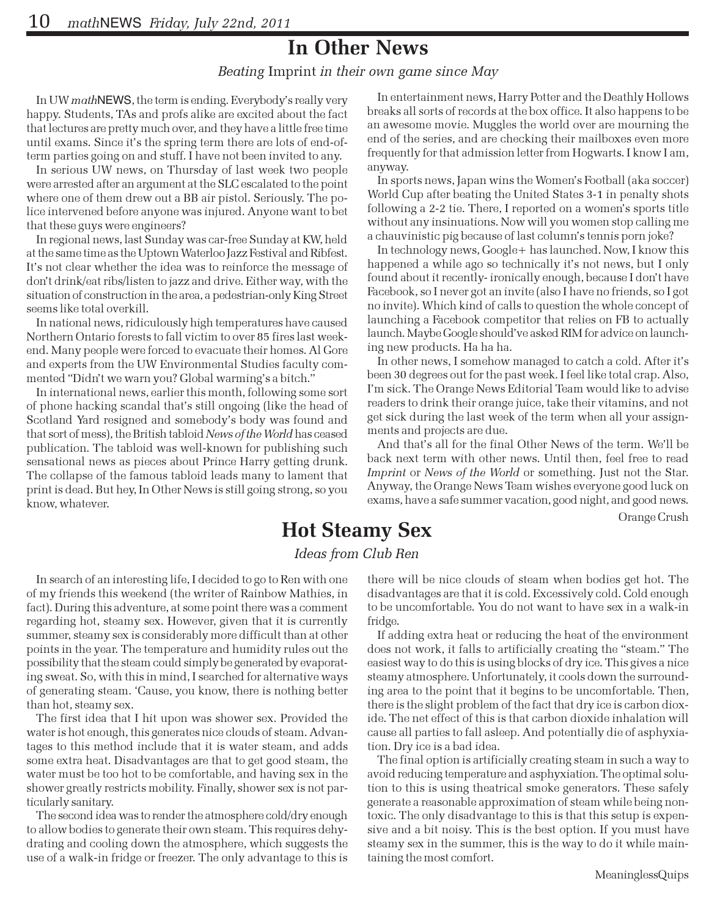# In Other News

*Beating* Imprint *in their own game since May*

In UW *math*NEWS, the term is ending. Everybody's really very happy. Students, TAs and profs alike are excited about the fact that lectures are pretty much over, and they have a little free time until exams. Since it's the spring term there are lots of end-of-term parties going on and stuff. I have not been invited to any.

In serious UW news, on Thursday of last week two people were arrested after an argument at the SLC escalated to the point where one of them drew out a BB air pistol. Seriously. The police intervened before anyone was injured. Anyone want to bet that these guys were engineers?

In regional news, last Sunday was car-free Sunday at KW, held at the same time as the Uptown Waterloo Jazz Festival and Ribfest. It's not clear whether the idea was to reinforce the message of don't drink/eat ribs/listen to jazz and drive. Either way, with the situation of construction in the area, a pedestrian-only King Street seems like total overkill.

In national news, ridiculously high temperatures have caused Northern Ontario forests to fall victim to over 85 fires last weekend. Many people were forced to evacuate their homes. Al Gore and experts from the UW Environmental Studies faculty commented "Didn't we warn you? Global warming's a bitch."

In international news, earlier this month, following some sort of phone hacking scandal that's still ongoing (like the head of Scotland Yard resigned and somebody's body was found and that sort of mess), the British tabloid *News of the World* has ceased publication. The tabloid was well-known for publishing such sensational news as pieces about Prince Harry getting drunk. The collapse of the famous tabloid leads many to lament that print is dead. But hey, In Other News is still going strong, so you know, whatever.

In entertainment news, Harry Potter and the Deathly Hollows breaks all sorts of records at the box office. It also happens to be an awesome movie. Muggles the world over are mourning the end of the series, and are checking their mailboxes even more frequently for that admission letter from Hogwarts. I know I am, anyway.

In sports news, Japan wins the Women's Football (aka soccer) World Cup after beating the United States 3-1 in penalty shots following a 2-2 tie. There, I reported on a women's sports title without any insinuations. Now will you women stop calling me a chauvinistic pig because of last column's tennis porn joke?

In technology news, Google+ has launched. Now, I know this happened a while ago so technically it's not news, but I only found about it recently- ironically enough, because I don't have Facebook, so I never got an invite (also I have no friends, so I got no invite). Which kind of calls to question the whole concept of launching a Facebook competitor that relies on FB to actually launch. Maybe Google should've asked RIM for advice on launching new products. Ha ha ha.

In other news, I somehow managed to catch a cold. After it's been 30 degrees out for the past week. I feel like total crap. Also, I'm sick. The Orange News Editorial Team would like to advise readers to drink their orange juice, take their vitamins, and not get sick during the last week of the term when all your assignments and projects are due.

And that's all for the final Other News of the term. We'll be back next term with other news. Until then, feel free to read *Imprint* or *News of the World* or something. Just not the Star. Anyway, the Orange News Team wishes everyone good luck on exams, have a safe summer vacation, good night, and good news.

Orange Crush

# Hot Steamy Sex

*Ideas from Club Ren*

In search of an interesting life, I decided to go to Ren with one of my friends this weekend (the writer of Rainbow Mathies, in fact). During this adventure, at some point there was a comment regarding hot, steamy sex. However, given that it is currently summer, steamy sex is considerably more difficult than at other points in the year. The temperature and humidity rules out the possibility that the steam could simply be generated by evaporating sweat. So, with this in mind, I searched for alternative ways of generating steam. 'Cause, you know, there is nothing better than hot, steamy sex.

The first idea that I hit upon was shower sex. Provided the water is hot enough, this generates nice clouds of steam. Advantages to this method include that it is water steam, and adds some extra heat. Disadvantages are that to get good steam, the water must be too hot to be comfortable, and having sex in the shower greatly restricts mobility. Finally, shower sex is not particularly sanitary.

The second idea was to render the atmosphere cold/dry enough to allow bodies to generate their own steam. This requires dehydrating and cooling down the atmosphere, which suggests the use of a walk-in fridge or freezer. The only advantage to this is there will be nice clouds of steam when bodies get hot. The disadvantages are that it is cold. Excessively cold. Cold enough to be uncomfortable. You do not want to have sex in a walk-in fridge.

If adding extra heat or reducing the heat of the environment does not work, it falls to artificially creating the "steam." The easiest way to do this is using blocks of dry ice. This gives a nice steamy atmosphere. Unfortunately, it cools down the surrounding area to the point that it begins to be uncomfortable. Then, there is the slight problem of the fact that dry ice is carbon dioxide. The net effect of this is that carbon dioxide inhalation will cause all parties to fall asleep. And potentially die of asphyxiation. Dry ice is a bad idea.

The final option is artificially creating steam in such a way to avoid reducing temperature and asphyxiation. The optimal solution to this is using theatrical smoke generators. These safely generate a reasonable approximation of steam while being non-toxic. The only disadvantage to this is that this setup is expensive and a bit noisy. This is the best option. If you must have steamy sex in the summer, this is the way to do it while maintaining the most comfort.

MeaninglessQuips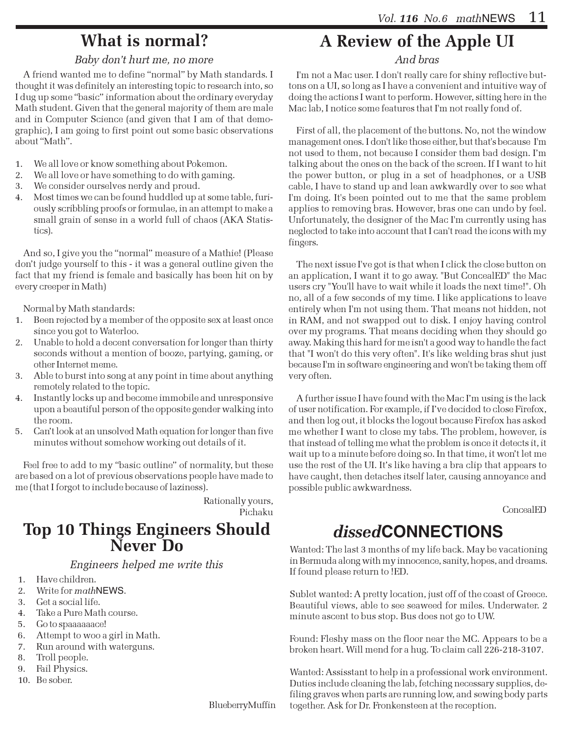## What is normal?

*Baby don't hurt me, no more*

A friend wanted me to define "normal" by Math standards. I thought it was definitely an interesting topic to research into, so I dug up some "basic" information about the ordinary everyday Math student. Given that the general majority of them are male and in Computer Science (and given that I am of that demographic), I am going to first point out some basic observations about "Math".

1. We all love or know something about Pokemon.
2. We all love or have something to do with gaming.
3. We consider ourselves nerdy and proud.
4. Most times we can be found huddled up at some table, furiously scribbling proofs or formulae, in an attempt to make a small grain of sense in a world full of chaos (AKA Statistics).

And so, I give you the "normal" measure of a Mathie! (Please don't judge yourself to this - it was a general outline given the fact that my friend is female and basically has been hit on by every creeper in Math)

Normal by Math standards:

1. Been rejected by a member of the opposite sex at least once since you got to Waterloo.
2. Unable to hold a decent conversation for longer than thirty seconds without a mention of booze, partying, gaming, or other Internet meme.
3. Able to burst into song at any point in time about anything remotely related to the topic.
4. Instantly locks up and become immobile and unresponsive upon a beautiful person of the opposite gender walking into the room.
5. Can't look at an unsolved Math equation for longer than five minutes without somehow working out details of it.

Feel free to add to my "basic outline" of normality, but these are based on a lot of previous observations people have made to me (that I forgot to include because of laziness).

Rationally yours,
Pichaku

## Top 10 Things Engineers Should Never Do

*Engineers helped me write this*

1. Have children.
2. Write for *math*NEWS.
3. Get a social life.
4. Take a Pure Math course.
5. Go to spaaaaaace!
6. Attempt to woo a girl in Math.
7. Run around with waterguns.
8. Troll people.
9. Fail Physics.
10. Be sober.

BlueberryMuffin

## A Review of the Apple UI

*And bras*

I'm not a Mac user. I don't really care for shiny reflective buttons on a UI, so long as I have a convenient and intuitive way of doing the actions I want to perform. However, sitting here in the Mac lab, I notice some features that I'm not really fond of.

First of all, the placement of the buttons. No, not the window management ones. I don't like those either, but that's because I'm not used to them, not because I consider them bad design. I'm talking about the ones on the back of the screen. If I want to hit the power button, or plug in a set of headphones, or a USB cable, I have to stand up and lean awkwardly over to see what I'm doing. It's been pointed out to me that the same problem applies to removing bras. However, bras one can undo by feel. Unfortunately, the designer of the Mac I'm currently using has neglected to take into account that I can't read the icons with my fingers.

The next issue I've got is that when I click the close button on an application, I want it to go away. "But ConcealED" the Mac users cry "You'll have to wait while it loads the next time!". Oh no, all of a few seconds of my time. I like applications to leave entirely when I'm not using them. That means not hidden, not in RAM, and not swapped out to disk. I enjoy having control over my programs. That means deciding when they should go away. Making this hard for me isn't a good way to handle the fact that "I won't do this very often". It's like welding bras shut just because I'm in software engineering and won't be taking them off very often.

A further issue I have found with the Mac I'm using is the lack of user notification. For example, if I've decided to close Firefox, and then log out, it blocks the logout because Firefox has asked me whether I want to close my tabs. The problem, however, is that instead of telling me what the problem is once it detects it, it wait up to a minute before doing so. In that time, it won't let me use the rest of the UI. It's like having a bra clip that appears to have caught, then detaches itself later, causing annoyance and possible public awkwardness.

ConcealED

## *dissed*CONNECTIONS

Wanted: The last 3 months of my life back. May be vacationing in Bermuda along with my innocence, sanity, hopes, and dreams. If found please return to !ED.

Sublet wanted: A pretty location, just off of the coast of Greece. Beautiful views, able to see seaweed for miles. Underwater. 2 minute ascent to bus stop. Bus does not go to UW.

Found: Fleshy mass on the floor near the MC. Appears to be a broken heart. Will mend for a hug. To claim call 226-218-3107.

Wanted: Assisstant to help in a professional work environment. Duties include cleaning the lab, fetching necessary supplies, defiling graves when parts are running low, and sewing body parts together. Ask for Dr. Fronkensteen at the reception.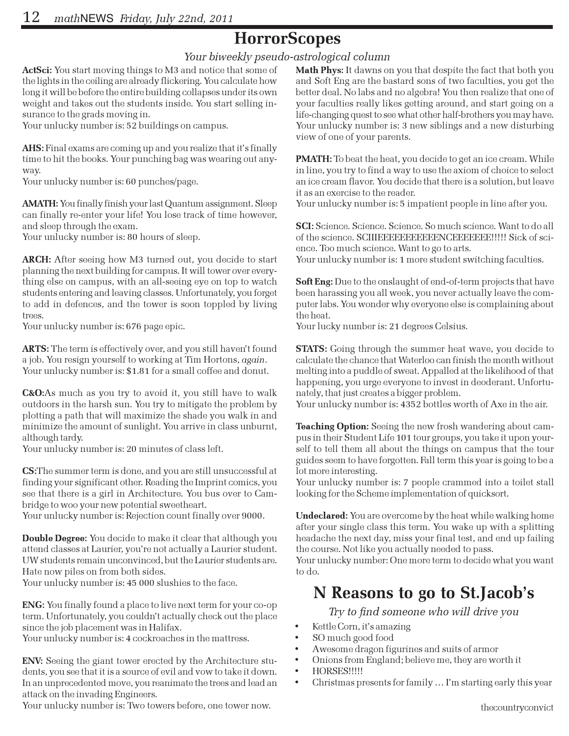# HorrorScopes

*Your biweekly pseudo-astrological column*

**ActSci:** You start moving things to M3 and notice that some of the lights in the ceiling are already flickering. You calculate how long it will be before the entire building collapses under its own weight and takes out the students inside. You start selling insurance to the grads moving in.
Your unlucky number is: 52 buildings on campus.

**AHS:** Final exams are coming up and you realize that it's finally time to hit the books. Your punching bag was wearing out anyway.
Your unlucky number is: 60 punches/page.

**AMATH:** You finally finish your last Quantum assignment. Sleep can finally re-enter your life! You lose track of time however, and sleep through the exam.
Your unlucky number is: 80 hours of sleep.

**ARCH:** After seeing how M3 turned out, you decide to start planning the next building for campus. It will tower over everything else on campus, with an all-seeing eye on top to watch students entering and leaving classes. Unfortunately, you forget to add in defences, and the tower is soon toppled by living trees.
Your unlucky number is: 676 page epic.

**ARTS:** The term is effectively over, and you still haven't found a job. You resign yourself to working at Tim Hortons, *again*.
Your unlucky number is: $1.81 for a small coffee and donut.

**C&O:** As much as you try to avoid it, you still have to walk outdoors in the harsh sun. You try to mitigate the problem by plotting a path that will maximize the shade you walk in and minimize the amount of sunlight. You arrive in class unburnt, although tardy.
Your unlucky number is: 20 minutes of class left.

**CS:** The summer term is done, and you are still unsuccessful at finding your significant other. Reading the Imprint comics, you see that there is a girl in Architecture. You bus over to Cambridge to woo your new potential sweetheart.
Your unlucky number is: Rejection count finally over 9000.

**Double Degree:** You decide to make it clear that although you attend classes at Laurier, you're not actually a Laurier student. UW students remain unconvinced, but the Laurier students are. Hate now piles on from both sides.
Your unlucky number is: 45 000 slushies to the face.

**ENG:** You finally found a place to live next term for your co-op term. Unfortunately, you couldn't actually check out the place since the job placement was in Halifax.
Your unlucky number is: 4 cockroaches in the mattress.

**ENV:** Seeing the giant tower erected by the Architecture students, you see that it is a source of evil and vow to take it down. In an unprecedented move, you reanimate the trees and lead an attack on the invading Engineers.
Your unlucky number is: Two towers before, one tower now.

**Math Phys:** It dawns on you that despite the fact that both you and Soft Eng are the bastard sons of two faculties, you get the better deal. No labs and no algebra! You then realize that one of your faculties really likes getting around, and start going on a life-changing quest to see what other half-brothers you may have.
Your unlucky number is: 3 new siblings and a new disturbing view of one of your parents.

**PMATH:** To beat the heat, you decide to get an ice cream. While in line, you try to find a way to use the axiom of choice to select an ice cream flavor. You decide that there is a solution, but leave it as an exercise to the reader.
Your unlucky number is: 5 impatient people in line after you.

**SCI:** Science. Science. Science. So much science. Want to do all of the science. SCIIIEEEEEEEEEEENCEEEEEEE!!!!! Sick of science. Too much science. Want to go to arts.
Your unlucky number is: 1 more student switching faculties.

**Soft Eng:** Due to the onslaught of end-of-term projects that have been harassing you all week, you never actually leave the computer labs. You wonder why everyone else is complaining about the heat.
Your lucky number is: 21 degrees Celsius.

**STATS:** Going through the summer heat wave, you decide to calculate the chance that Waterloo can finish the month without melting into a puddle of sweat. Appalled at the likelihood of that happening, you urge everyone to invest in deoderant. Unfortunately, that just creates a bigger problem.
Your unlucky number is: 4352 bottles worth of Axe in the air.

**Teaching Option:** Seeing the new frosh wandering about campus in their Student Life 101 tour groups, you take it upon yourself to tell them all about the things on campus that the tour guides seem to have forgotten. Fall term this year is going to be a lot more interesting.
Your unlucky number is: 7 people crammed into a toilet stall looking for the Scheme implementation of quicksort.

**Undeclared:** You are overcome by the heat while walking home after your single class this term. You wake up with a splitting headache the next day, miss your final test, and end up failing the course. Not like you actually needed to pass.
Your unlucky number: One more term to decide what you want to do.

# N Reasons to go to St.Jacob's

*Try to find someone who will drive you*

- Kettle Corn, it's amazing
- SO much good food
- Awesome dragon figurines and suits of armor
- Onions from England; believe me, they are worth it
- HORSES!!!!!
- Christmas presents for family … I'm starting early this year

thecountryconvict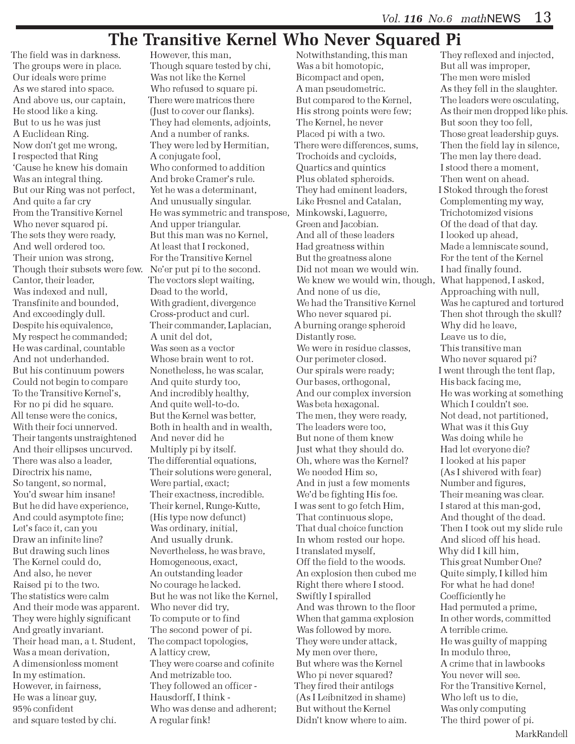# The Transitive Kernel Who Never Squared Pi

The field was in darkness.
The groups were in place.
Our ideals were prime
As we stared into space.
And above us, our captain,
He stood like a king.
But to us he was just
A Euclidean Ring.
Now don't get me wrong,
I respected that Ring
'Cause he knew his domain
Was an integral thing.
But our Ring was not perfect,
And quite a far cry
From the Transitive Kernel
Who never squared pi.
The sets they were ready,
And well ordered too.
Their union was strong,
Though their subsets were few.
Cantor, their leader,
Was indexed and null,
Transfinite and bounded,
And exceedingly dull.
Despite his equivalence,
My respect he commanded;
He was cardinal, countable
And not underhanded.
But his continuum powers
Could not begin to compare
To the Transitive Kernel's,
For no pi did he square.
All tense were the conics,
With their foci unnerved.
Their tangents unstraightened
And their ellipses uncurved.
There was also a leader,
Directrix his name,
So tangent, so normal,
You'd swear him insane!
But he did have experience,
And could asymptote fine;
Let's face it, can you
Draw an infinite line?
But drawing such lines
The Kernel could do,
And also, he never
Raised pi to the two.
The statistics were calm
And their mode was apparent.
They were highly significant
And greatly invariant.
Their head man, a t. Student,
Was a mean derivation,
A dimensionless moment
In my estimation.
However, in fairness,
He was a linear guy,
95% confident
and square tested by chi.
However, this man,
Though square tested by chi,
Was not like the Kernel
Who refused to square pi.
There were matrices there
(Just to cover our flanks).
They had elements, adjoints,
And a number of ranks.
They were led by Hermitian,
A conjugate fool,
Who conformed to addition
And broke Cramer's rule.
Yet he was a determinant,
And unusually singular.
He was symmetric and transpose,
And upper triangular.
But this man was no Kernel,
At least that I reckoned,
For the Transitive Kernel
Ne'er put pi to the second.
The vectors slept waiting,
Dead to the world,
With gradient, divergence
Cross-product and curl.
Their commander, Laplacian,
A unit del dot,
Was seen as a vector
Whose brain went to rot.
Nonetheless, he was scalar,
And quite sturdy too,
And incredibly healthy,
And quite well-to-do.
But the Kernel was better,
Both in health and in wealth,
And never did he
Multiply pi by itself.
The differential equations,
Their solutions were general,
Were partial, exact;
Their exactness, incredible.
Their kernel, Runge-Kutte,
(His type now defunct)
Was ordinary, initial,
And usually drunk.
Nevertheless, he was brave,
Homogeneous, exact,
An outstanding leader
No courage he lacked.
But he was not like the Kernel,
Who never did try,
To compute or to find
The second power of pi.
The compact topologies,
A latticy crew,
They were coarse and cofinite
And metrizable too.
They followed an officer -
Hausdorff, I think -
Who was dense and adherent;
A regular fink!
Notwithstanding, this man
Was a bit homotopic,
Bicompact and open,
A man pseudometric.
But compared to the Kernel,
His strong points were few;
The Kernel, he never
Placed pi with a two.
There were differences, sums,
Trochoids and cycloids,
Quartics and quintics
Plus oblated spheroids.
They had eminent leaders,
Like Fresnel and Catalan,
Minkowski, Laguerre,
Green and Jacobian.
And all of these leaders
Had greatness within
But the greatness alone
Did not mean we would win.
We knew we would win, though,
And none of us die,
We had the Transitive Kernel
Who never squared pi.
A burning orange spheroid
Distantly rose.
We were in residue classes,
Our perimeter closed.
Our spirals were ready;
Our bases, orthogonal,
And our complex inversion
Was beta hexagonal.
The men, they were ready,
The leaders were too,
But none of them knew
Just what they should do.
Oh, where was the Kernel?
We needed Him so,
And in just a few moments
We'd be fighting His foe.
I was sent to go fetch Him,
That continuous slope,
That dual choice function
In whom rested our hope.
I translated myself,
Off the field to the woods.
An explosion then cubed me
Right there where I stood.
Swiftly I spiralled
And was thrown to the floor
When that gamma explosion
Was followed by more.
They were under attack,
My men over there,
But where was the Kernel
Who pi never squared?
They fired their antilogs
(As I Leibnitzed in shame)
But without the Kernel
Didn't know where to aim.
They reflexed and injected,
But all was improper,
The men were misled
As they fell in the slaughter.
The leaders were osculating,
As their men dropped like phis.
But soon they too fell,
Those great leadership guys.
Then the field lay in silence,
The men lay there dead.
I stood there a moment,
Then went on ahead.
I Stoked through the forest
Complementing my way,
Trichotomized visions
Of the dead of that day.
I looked up ahead,
Made a lemniscate sound,
For the tent of the Kernel
I had finally found.
What happened, I asked,
Approaching with null,
Was he captured and tortured
Then shot through the skull?
Why did he leave,
Leave us to die,
This transitive man
Who never squared pi?
I went through the tent flap,
His back facing me,
He was working at something
Which I couldn't see.
Not dead, not partitioned,
What was it this Guy
Was doing while he
Had let everyone die?
I looked at his paper
(As I shivered with fear)
Number and figures,
Their meaning was clear.
I stared at this man-god,
And thought of the dead.
Then I took out my slide rule
And sliced off his head.
Why did I kill him,
This great Number One?
Quite simply, I killed him
For what he had done!
Coefficiently he
Had permuted a prime,
In other words, committed
A terrible crime.
He was guilty of mapping
In modulo three,
A crime that in lawbooks
You never will see.
For the Transitive Kernel,
Who left us to die,
Was only computing
The third power of pi.

MarkRandell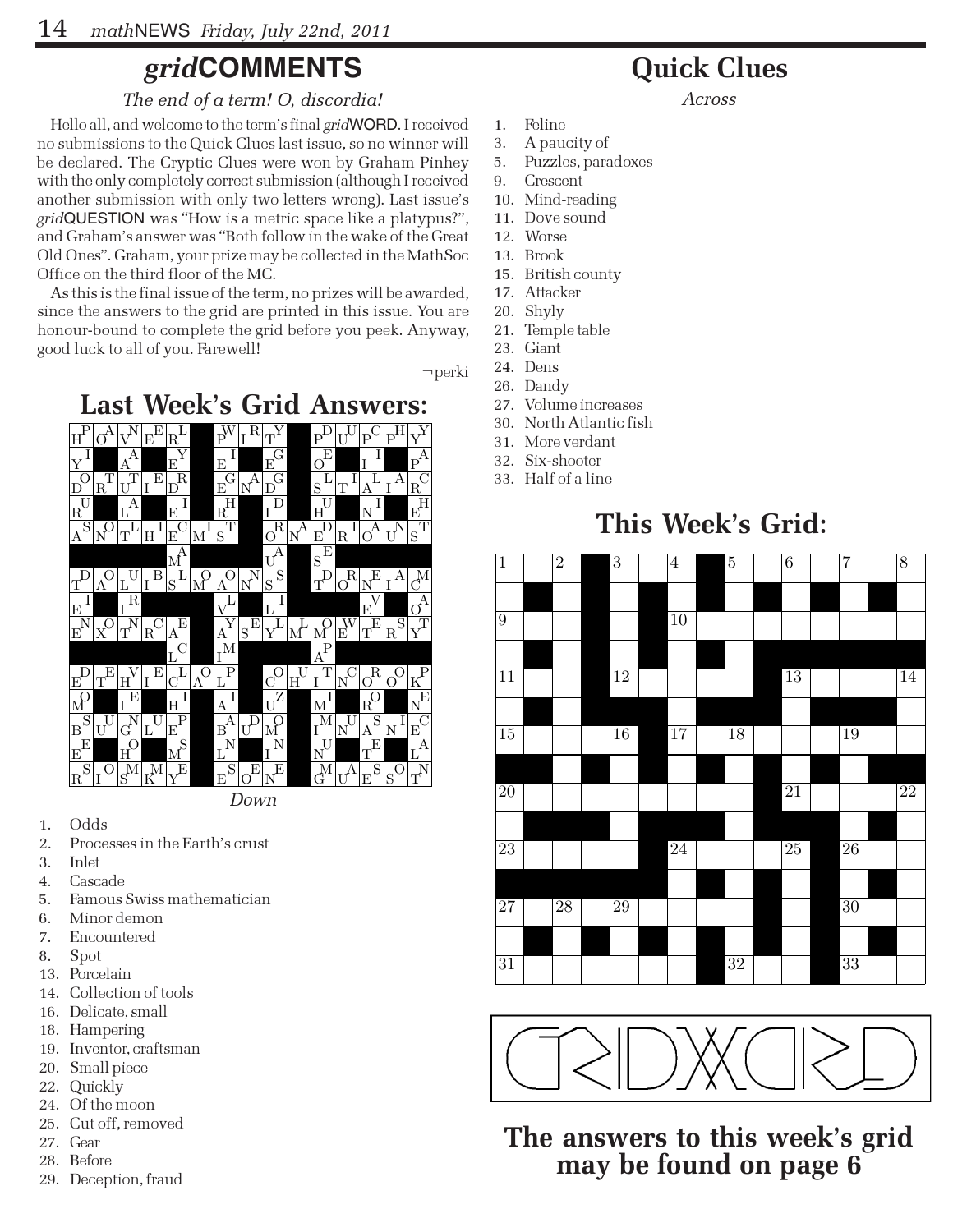## *grid*COMMENTS

*The end of a term! O, discordia!*

Hello all, and welcome to the term's final *grid*WORD. I received no submissions to the Quick Clues last issue, so no winner will be declared. The Cryptic Clues were won by Graham Pinhey with the only completely correct submission (although I received another submission with only two letters wrong). Last issue's *grid*QUESTION was "How is a metric space like a platypus?", and Graham's answer was "Both follow in the wake of the Great Old Ones". Graham, your prize may be collected in the MathSoc Office on the third floor of the MC.

As this is the final issue of the term, no prizes will be awarded, since the answers to the grid are printed in this issue. You are honour-bound to complete the grid before you peek. Anyway, good luck to all of you. Farewell!

¬perki

## Last Week's Grid Answers:

*Down*

1. Odds
2. Processes in the Earth's crust
3. Inlet
4. Cascade
5. Famous Swiss mathematician
6. Minor demon
7. Encountered
8. Spot
13. Porcelain
14. Collection of tools
16. Delicate, small
18. Hampering
19. Inventor, craftsman
20. Small piece
22. Quickly
24. Of the moon
25. Cut off, removed
27. Gear
28. Before
29. Deception, fraud

## Quick Clues

*Across*

1. Feline
3. A paucity of
5. Puzzles, paradoxes
9. Crescent
10. Mind-reading
11. Dove sound
12. Worse
13. Brook
15. British county
17. Attacker
20. Shyly
21. Temple table
23. Giant
24. Dens
26. Dandy
27. Volume increases
30. North Atlantic fish
31. More verdant
32. Six-shooter
33. Half of a line

## This Week's Grid:

GRIDWORD

**The answers to this week's grid may be found on page 6**